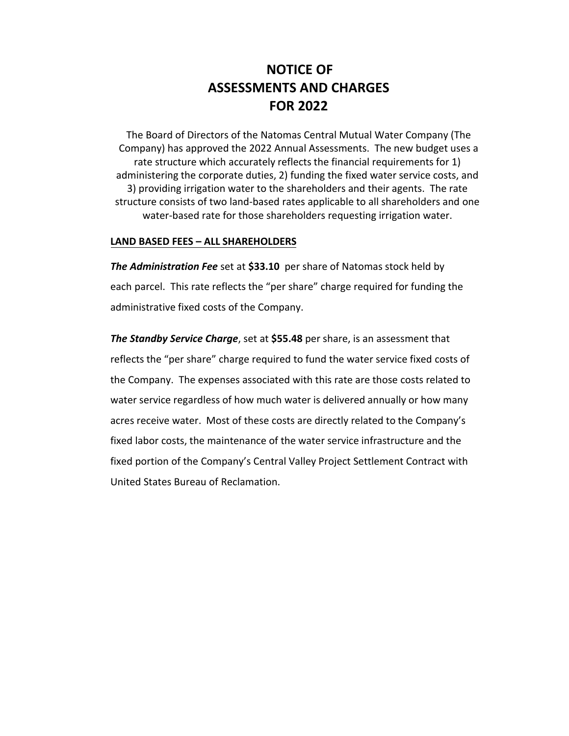# NOTICE OF ASSESSMENTS AND CHARGES FOR 2022

The Board of Directors of the Natomas Central Mutual Water Company (The Company) has approved the 2022 Annual Assessments. The new budget uses a rate structure which accurately reflects the financial requirements for 1) administering the corporate duties, 2) funding the fixed water service costs, and 3) providing irrigation water to the shareholders and their agents. The rate structure consists of two land-based rates applicable to all shareholders and one water-based rate for those shareholders requesting irrigation water.

## LAND BASED FEES – ALL SHAREHOLDERS

***The Administration Fee*** set at **$33.10** per share of Natomas stock held by each parcel. This rate reflects the "per share" charge required for funding the administrative fixed costs of the Company.

***The Standby Service Charge***, set at **$55.48** per share, is an assessment that reflects the "per share" charge required to fund the water service fixed costs of the Company. The expenses associated with this rate are those costs related to water service regardless of how much water is delivered annually or how many acres receive water. Most of these costs are directly related to the Company's fixed labor costs, the maintenance of the water service infrastructure and the fixed portion of the Company's Central Valley Project Settlement Contract with United States Bureau of Reclamation.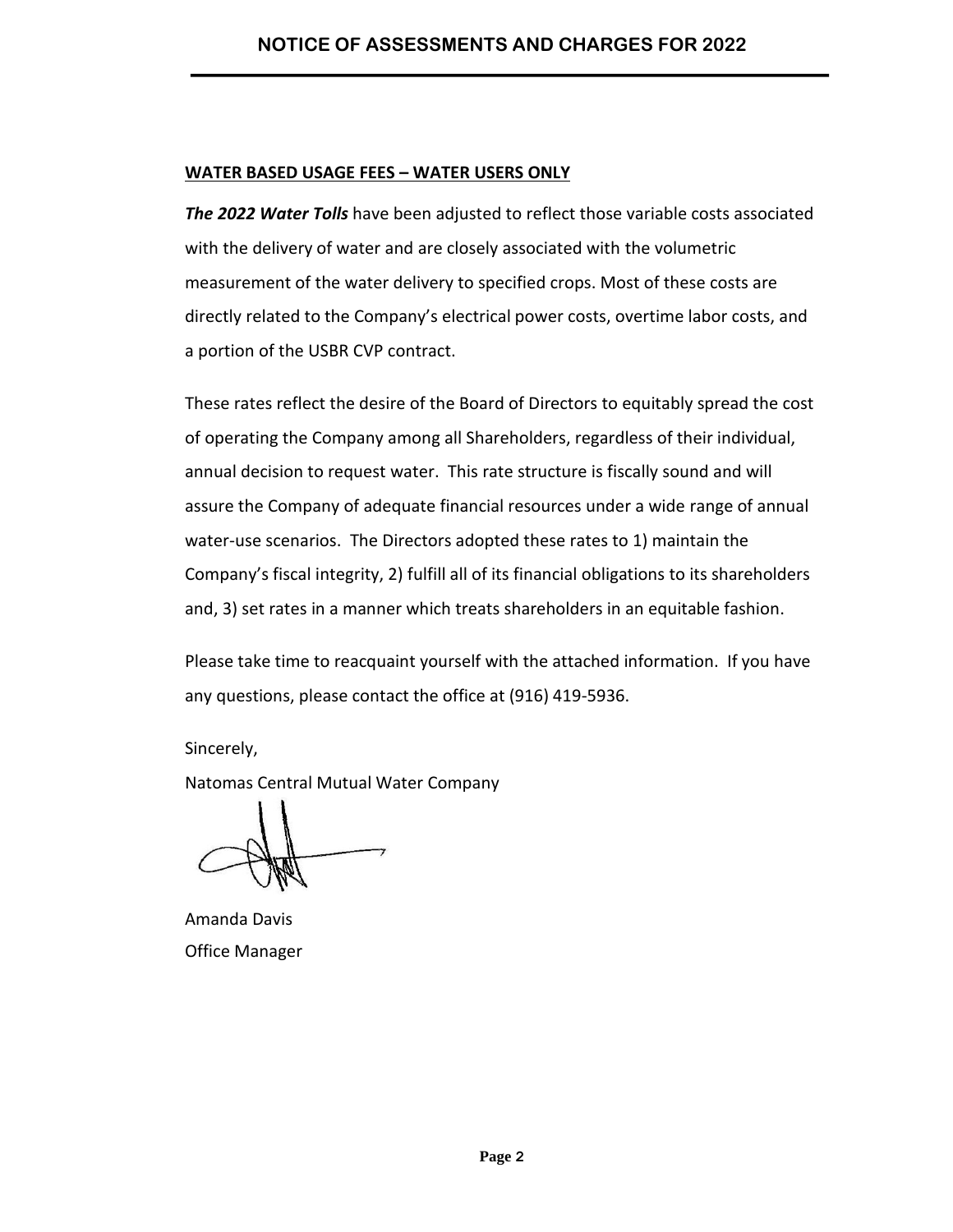# NOTICE OF ASSESSMENTS AND CHARGES FOR 2022

## WATER BASED USAGE FEES – WATER USERS ONLY

***The 2022 Water Tolls*** have been adjusted to reflect those variable costs associated with the delivery of water and are closely associated with the volumetric measurement of the water delivery to specified crops. Most of these costs are directly related to the Company's electrical power costs, overtime labor costs, and a portion of the USBR CVP contract.

These rates reflect the desire of the Board of Directors to equitably spread the cost of operating the Company among all Shareholders, regardless of their individual, annual decision to request water. This rate structure is fiscally sound and will assure the Company of adequate financial resources under a wide range of annual water-use scenarios. The Directors adopted these rates to 1) maintain the Company's fiscal integrity, 2) fulfill all of its financial obligations to its shareholders and, 3) set rates in a manner which treats shareholders in an equitable fashion.

Please take time to reacquaint yourself with the attached information. If you have any questions, please contact the office at (916) 419-5936.

Sincerely,

Natomas Central Mutual Water Company

Amanda Davis
Office Manager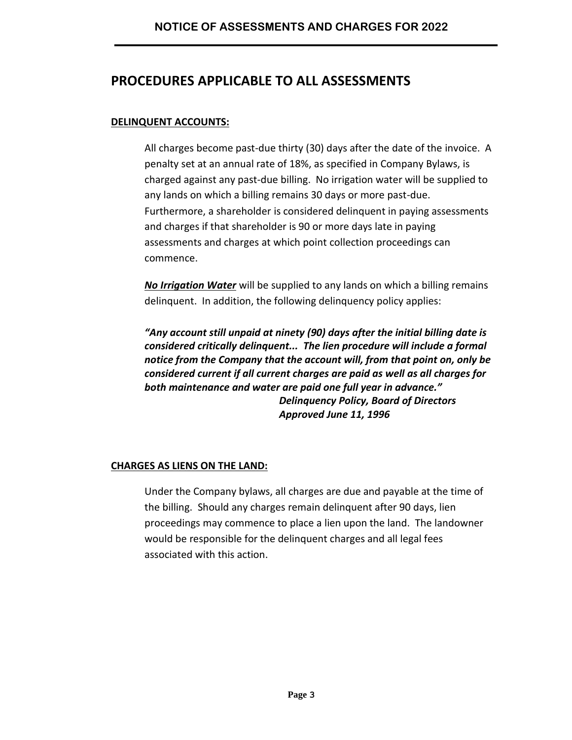# PROCEDURES APPLICABLE TO ALL ASSESSMENTS

## DELINQUENT ACCOUNTS:

All charges become past-due thirty (30) days after the date of the invoice. A penalty set at an annual rate of 18%, as specified in Company Bylaws, is charged against any past-due billing. No irrigation water will be supplied to any lands on which a billing remains 30 days or more past-due. Furthermore, a shareholder is considered delinquent in paying assessments and charges if that shareholder is 90 or more days late in paying assessments and charges at which point collection proceedings can commence.

***No Irrigation Water*** will be supplied to any lands on which a billing remains delinquent. In addition, the following delinquency policy applies:

***"Any account still unpaid at ninety (90) days after the initial billing date is considered critically delinquent... The lien procedure will include a formal notice from the Company that the account will, from that point on, only be considered current if all current charges are paid as well as all charges for both maintenance and water are paid one full year in advance."***

***Delinquency Policy, Board of Directors***
***Approved June 11, 1996***

## CHARGES AS LIENS ON THE LAND:

Under the Company bylaws, all charges are due and payable at the time of the billing. Should any charges remain delinquent after 90 days, lien proceedings may commence to place a lien upon the land. The landowner would be responsible for the delinquent charges and all legal fees associated with this action.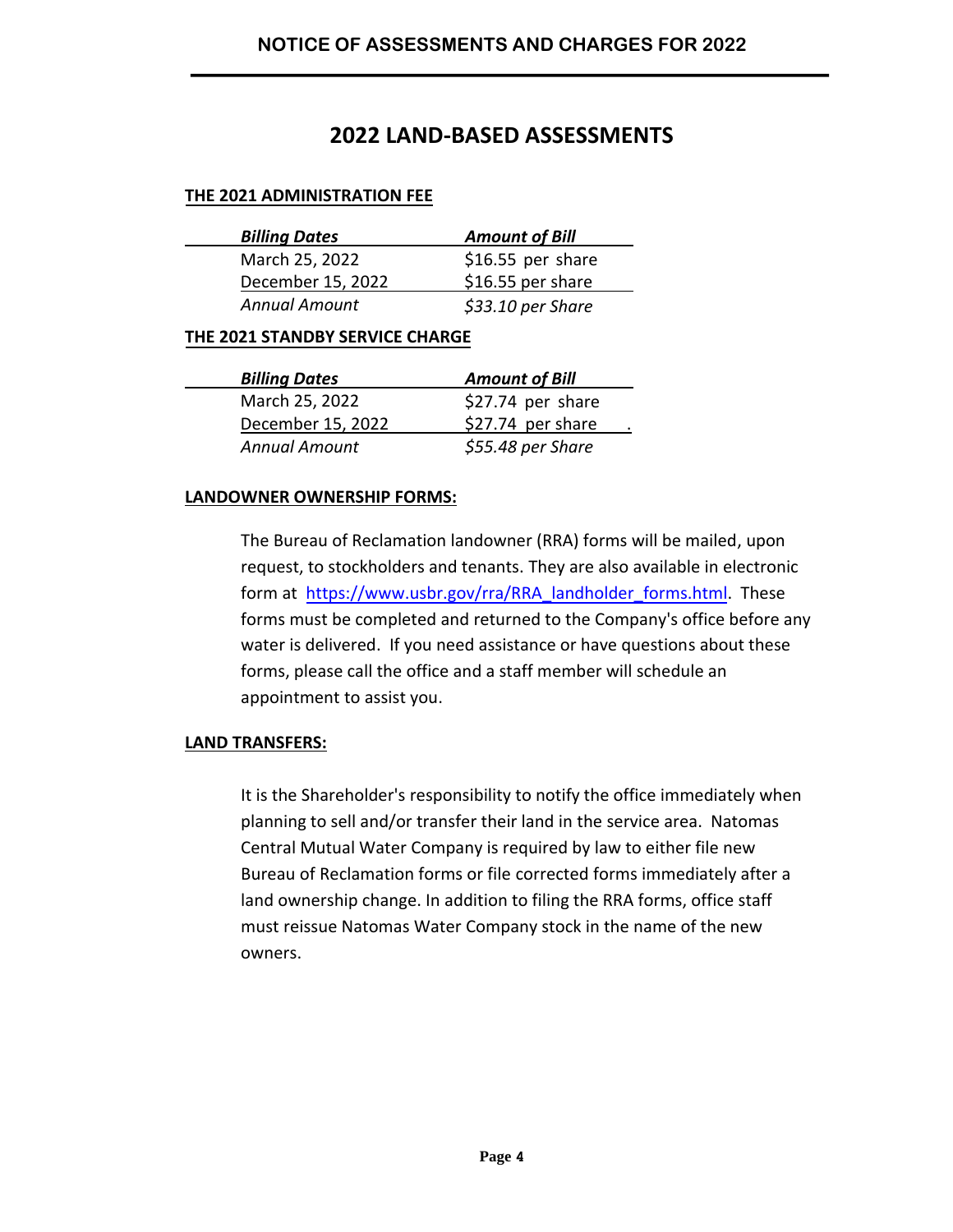## 2022 LAND-BASED ASSESSMENTS

**THE 2021 ADMINISTRATION FEE**

| *Billing Dates* | *Amount of Bill* |
| --- | --- |
| March 25, 2022 | $16.55 per share |
| December 15, 2022 | $16.55 per share |
| *Annual Amount* | *$33.10 per Share* |

**THE 2021 STANDBY SERVICE CHARGE**

| *Billing Dates* | *Amount of Bill* |
| --- | --- |
| March 25, 2022 | $27.74 per share |
| December 15, 2022 | $27.74 per share |
| *Annual Amount* | *$55.48 per Share* |

**LANDOWNER OWNERSHIP FORMS:**

The Bureau of Reclamation landowner (RRA) forms will be mailed, upon request, to stockholders and tenants. They are also available in electronic form at https://www.usbr.gov/rra/RRA_landholder_forms.html. These forms must be completed and returned to the Company's office before any water is delivered. If you need assistance or have questions about these forms, please call the office and a staff member will schedule an appointment to assist you.

**LAND TRANSFERS:**

It is the Shareholder's responsibility to notify the office immediately when planning to sell and/or transfer their land in the service area. Natomas Central Mutual Water Company is required by law to either file new Bureau of Reclamation forms or file corrected forms immediately after a land ownership change. In addition to filing the RRA forms, office staff must reissue Natomas Water Company stock in the name of the new owners.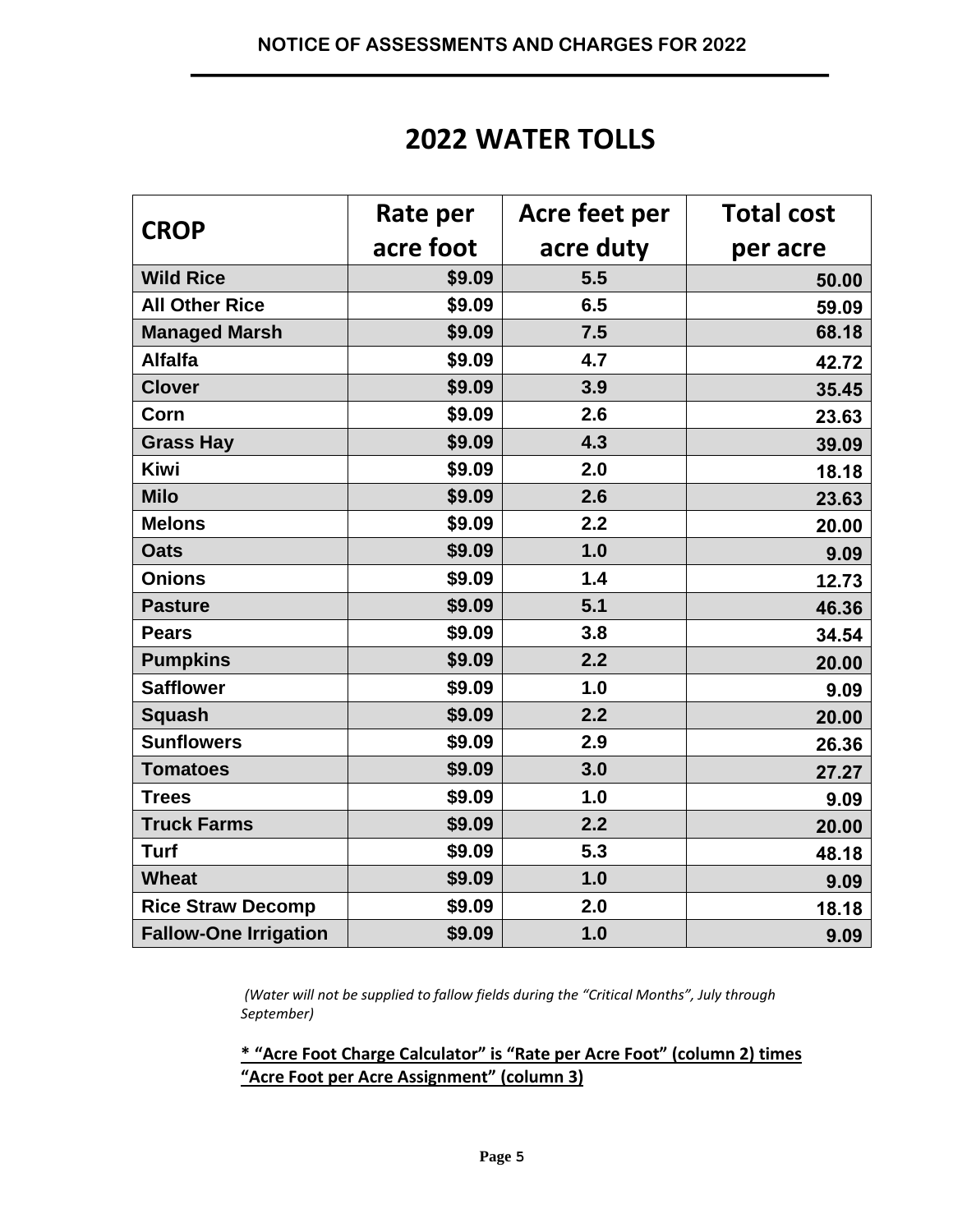# NOTICE OF ASSESSMENTS AND CHARGES FOR 2022

## 2022 WATER TOLLS

| CROP | Rate per acre foot | Acre feet per acre duty | Total cost per acre |
|---|---|---|---|
| Wild Rice | $9.09 | 5.5 | 50.00 |
| All Other Rice | $9.09 | 6.5 | 59.09 |
| Managed Marsh | $9.09 | 7.5 | 68.18 |
| Alfalfa | $9.09 | 4.7 | 42.72 |
| Clover | $9.09 | 3.9 | 35.45 |
| Corn | $9.09 | 2.6 | 23.63 |
| Grass Hay | $9.09 | 4.3 | 39.09 |
| Kiwi | $9.09 | 2.0 | 18.18 |
| Milo | $9.09 | 2.6 | 23.63 |
| Melons | $9.09 | 2.2 | 20.00 |
| Oats | $9.09 | 1.0 | 9.09 |
| Onions | $9.09 | 1.4 | 12.73 |
| Pasture | $9.09 | 5.1 | 46.36 |
| Pears | $9.09 | 3.8 | 34.54 |
| Pumpkins | $9.09 | 2.2 | 20.00 |
| Safflower | $9.09 | 1.0 | 9.09 |
| Squash | $9.09 | 2.2 | 20.00 |
| Sunflowers | $9.09 | 2.9 | 26.36 |
| Tomatoes | $9.09 | 3.0 | 27.27 |
| Trees | $9.09 | 1.0 | 9.09 |
| Truck Farms | $9.09 | 2.2 | 20.00 |
| Turf | $9.09 | 5.3 | 48.18 |
| Wheat | $9.09 | 1.0 | 9.09 |
| Rice Straw Decomp | $9.09 | 2.0 | 18.18 |
| Fallow-One Irrigation | $9.09 | 1.0 | 9.09 |

*(Water will not be supplied to fallow fields during the "Critical Months", July through September)*

**\* "Acre Foot Charge Calculator" is "Rate per Acre Foot" (column 2) times "Acre Foot per Acre Assignment" (column 3)**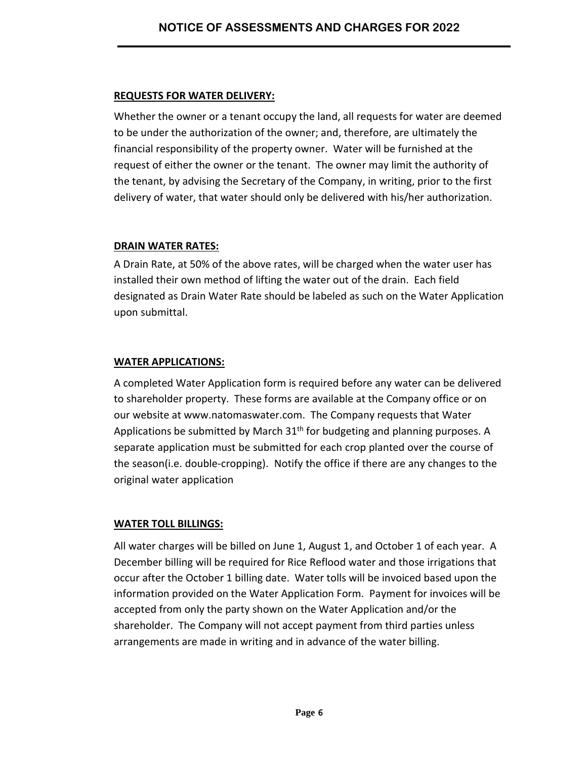## REQUESTS FOR WATER DELIVERY:

Whether the owner or a tenant occupy the land, all requests for water are deemed to be under the authorization of the owner; and, therefore, are ultimately the financial responsibility of the property owner. Water will be furnished at the request of either the owner or the tenant. The owner may limit the authority of the tenant, by advising the Secretary of the Company, in writing, prior to the first delivery of water, that water should only be delivered with his/her authorization.

## DRAIN WATER RATES:

A Drain Rate, at 50% of the above rates, will be charged when the water user has installed their own method of lifting the water out of the drain. Each field designated as Drain Water Rate should be labeled as such on the Water Application upon submittal.

## WATER APPLICATIONS:

A completed Water Application form is required before any water can be delivered to shareholder property. These forms are available at the Company office or on our website at www.natomaswater.com. The Company requests that Water Applications be submitted by March 31st for budgeting and planning purposes. A separate application must be submitted for each crop planted over the course of the season(i.e. double-cropping). Notify the office if there are any changes to the original water application

## WATER TOLL BILLINGS:

All water charges will be billed on June 1, August 1, and October 1 of each year. A December billing will be required for Rice Reflood water and those irrigations that occur after the October 1 billing date. Water tolls will be invoiced based upon the information provided on the Water Application Form. Payment for invoices will be accepted from only the party shown on the Water Application and/or the shareholder. The Company will not accept payment from third parties unless arrangements are made in writing and in advance of the water billing.